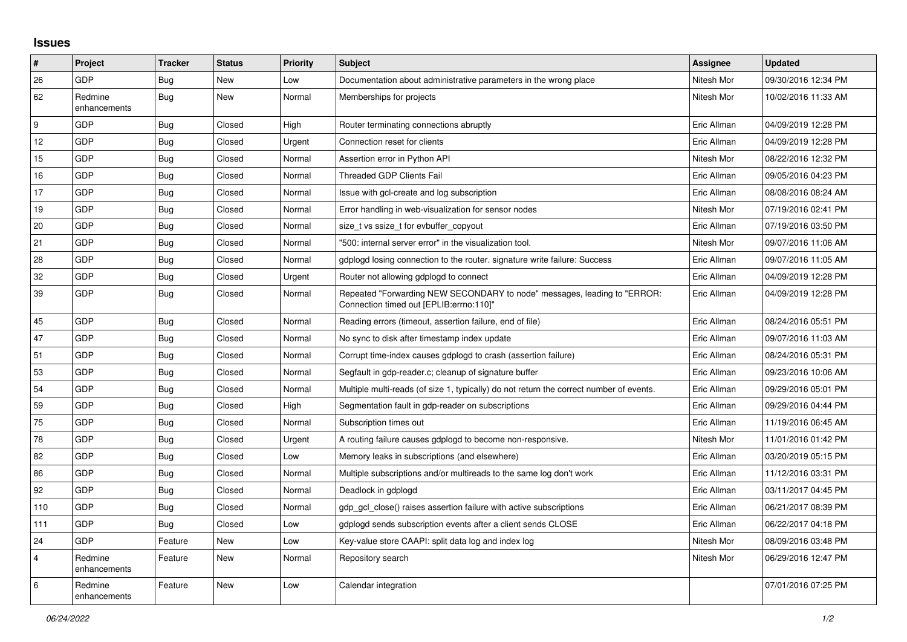## Issues

| # | Project | Tracker | Status | Priority | Subject | Assignee | Updated |
|---|---|---|---|---|---|---|---|
| 26 | GDP | Bug | New | Low | Documentation about administrative parameters in the wrong place | Nitesh Mor | 09/30/2016 12:34 PM |
| 62 | Redmine enhancements | Bug | New | Normal | Memberships for projects | Nitesh Mor | 10/02/2016 11:33 AM |
| 9 | GDP | Bug | Closed | High | Router terminating connections abruptly | Eric Allman | 04/09/2019 12:28 PM |
| 12 | GDP | Bug | Closed | Urgent | Connection reset for clients | Eric Allman | 04/09/2019 12:28 PM |
| 15 | GDP | Bug | Closed | Normal | Assertion error in Python API | Nitesh Mor | 08/22/2016 12:32 PM |
| 16 | GDP | Bug | Closed | Normal | Threaded GDP Clients Fail | Eric Allman | 09/05/2016 04:23 PM |
| 17 | GDP | Bug | Closed | Normal | Issue with gcl-create and log subscription | Eric Allman | 08/08/2016 08:24 AM |
| 19 | GDP | Bug | Closed | Normal | Error handling in web-visualization for sensor nodes | Nitesh Mor | 07/19/2016 02:41 PM |
| 20 | GDP | Bug | Closed | Normal | size_t vs ssize_t for evbuffer_copyout | Eric Allman | 07/19/2016 03:50 PM |
| 21 | GDP | Bug | Closed | Normal | "500: internal server error" in the visualization tool. | Nitesh Mor | 09/07/2016 11:06 AM |
| 28 | GDP | Bug | Closed | Normal | gdplogd losing connection to the router. signature write failure: Success | Eric Allman | 09/07/2016 11:05 AM |
| 32 | GDP | Bug | Closed | Urgent | Router not allowing gdplogd to connect | Eric Allman | 04/09/2019 12:28 PM |
| 39 | GDP | Bug | Closed | Normal | Repeated "Forwarding NEW SECONDARY to node" messages, leading to "ERROR: Connection timed out [EPLIB:errno:110]" | Eric Allman | 04/09/2019 12:28 PM |
| 45 | GDP | Bug | Closed | Normal | Reading errors (timeout, assertion failure, end of file) | Eric Allman | 08/24/2016 05:51 PM |
| 47 | GDP | Bug | Closed | Normal | No sync to disk after timestamp index update | Eric Allman | 09/07/2016 11:03 AM |
| 51 | GDP | Bug | Closed | Normal | Corrupt time-index causes gdplogd to crash (assertion failure) | Eric Allman | 08/24/2016 05:31 PM |
| 53 | GDP | Bug | Closed | Normal | Segfault in gdp-reader.c; cleanup of signature buffer | Eric Allman | 09/23/2016 10:06 AM |
| 54 | GDP | Bug | Closed | Normal | Multiple multi-reads (of size 1, typically) do not return the correct number of events. | Eric Allman | 09/29/2016 05:01 PM |
| 59 | GDP | Bug | Closed | High | Segmentation fault in gdp-reader on subscriptions | Eric Allman | 09/29/2016 04:44 PM |
| 75 | GDP | Bug | Closed | Normal | Subscription times out | Eric Allman | 11/19/2016 06:45 AM |
| 78 | GDP | Bug | Closed | Urgent | A routing failure causes gdplogd to become non-responsive. | Nitesh Mor | 11/01/2016 01:42 PM |
| 82 | GDP | Bug | Closed | Low | Memory leaks in subscriptions (and elsewhere) | Eric Allman | 03/20/2019 05:15 PM |
| 86 | GDP | Bug | Closed | Normal | Multiple subscriptions and/or multireads to the same log don't work | Eric Allman | 11/12/2016 03:31 PM |
| 92 | GDP | Bug | Closed | Normal | Deadlock in gdplogd | Eric Allman | 03/11/2017 04:45 PM |
| 110 | GDP | Bug | Closed | Normal | gdp_gcl_close() raises assertion failure with active subscriptions | Eric Allman | 06/21/2017 08:39 PM |
| 111 | GDP | Bug | Closed | Low | gdplogd sends subscription events after a client sends CLOSE | Eric Allman | 06/22/2017 04:18 PM |
| 24 | GDP | Feature | New | Low | Key-value store CAAPI: split data log and index log | Nitesh Mor | 08/09/2016 03:48 PM |
| 4 | Redmine enhancements | Feature | New | Normal | Repository search | Nitesh Mor | 06/29/2016 12:47 PM |
| 6 | Redmine enhancements | Feature | New | Low | Calendar integration | | 07/01/2016 07:25 PM |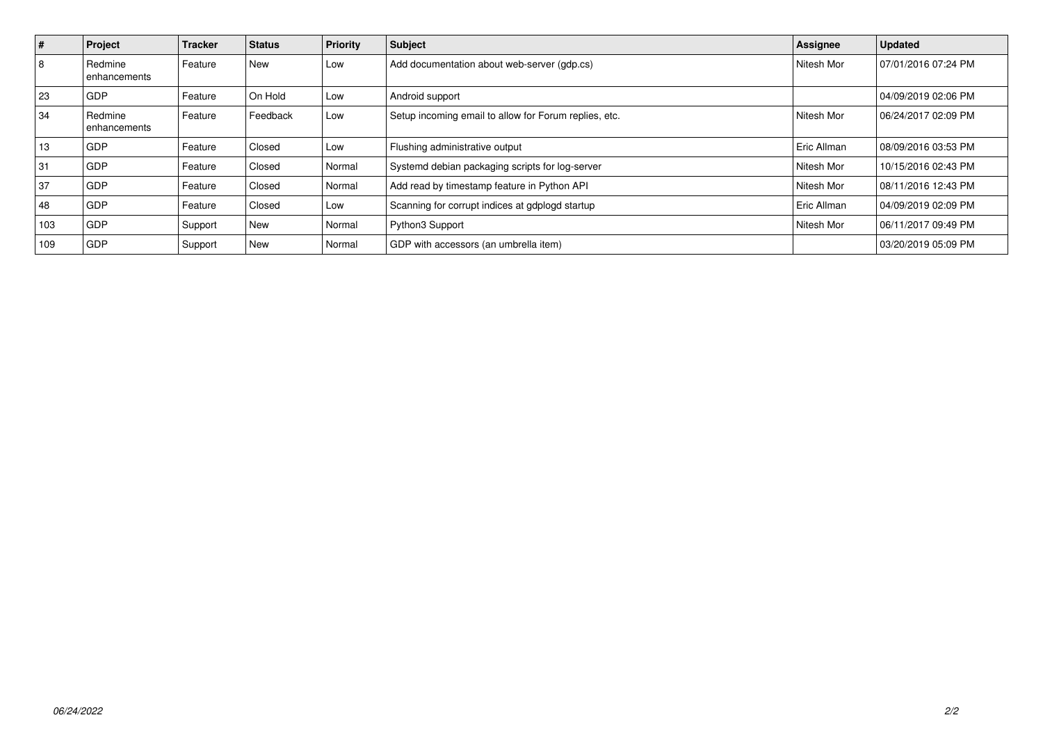| # | Project | Tracker | Status | Priority | Subject | Assignee | Updated |
|---|---|---|---|---|---|---|---|
| 8 | Redmine enhancements | Feature | New | Low | Add documentation about web-server (gdp.cs) | Nitesh Mor | 07/01/2016 07:24 PM |
| 23 | GDP | Feature | On Hold | Low | Android support | | 04/09/2019 02:06 PM |
| 34 | Redmine enhancements | Feature | Feedback | Low | Setup incoming email to allow for Forum replies, etc. | Nitesh Mor | 06/24/2017 02:09 PM |
| 13 | GDP | Feature | Closed | Low | Flushing administrative output | Eric Allman | 08/09/2016 03:53 PM |
| 31 | GDP | Feature | Closed | Normal | Systemd debian packaging scripts for log-server | Nitesh Mor | 10/15/2016 02:43 PM |
| 37 | GDP | Feature | Closed | Normal | Add read by timestamp feature in Python API | Nitesh Mor | 08/11/2016 12:43 PM |
| 48 | GDP | Feature | Closed | Low | Scanning for corrupt indices at gdplogd startup | Eric Allman | 04/09/2019 02:09 PM |
| 103 | GDP | Support | New | Normal | Python3 Support | Nitesh Mor | 06/11/2017 09:49 PM |
| 109 | GDP | Support | New | Normal | GDP with accessors (an umbrella item) | | 03/20/2019 05:09 PM |